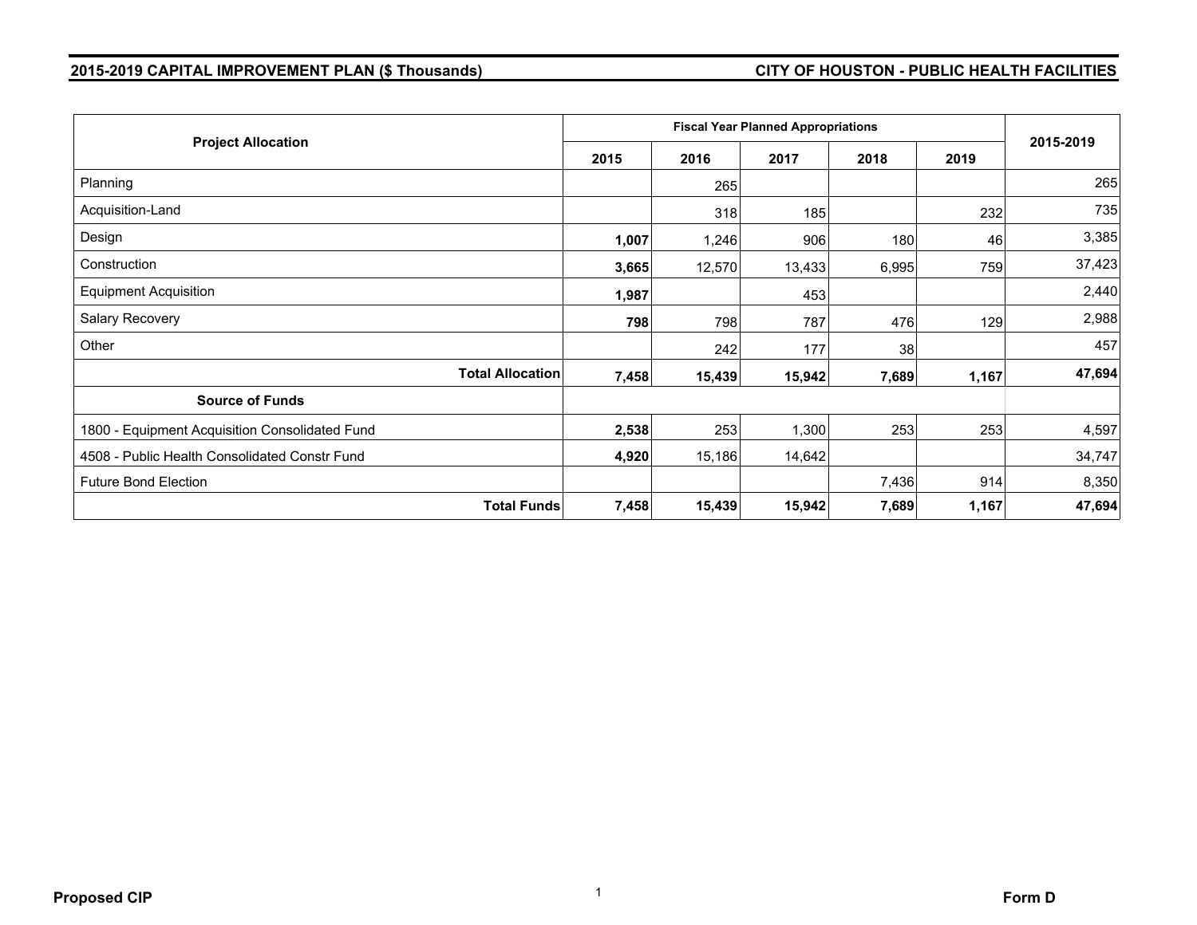**2015-2019 CAPITAL IMPROVEMENT PLAN ($ Thousands)** **CITY OF HOUSTON - PUBLIC HEALTH FACILITIES**

| Project Allocation | Fiscal Year Planned Appropriations | | | | | 2015-2019 |
|---|---|---|---|---|---|---|
| | 2015 | 2016 | 2017 | 2018 | 2019 | |
| Planning | | 265 | | | | 265 |
| Acquisition-Land | | 318 | 185 | | 232 | 735 |
| Design | **1,007** | 1,246 | 906 | 180 | 46 | 3,385 |
| Construction | **3,665** | 12,570 | 13,433 | 6,995 | 759 | 37,423 |
| Equipment Acquisition | **1,987** | | 453 | | | 2,440 |
| Salary Recovery | **798** | 798 | 787 | 476 | 129 | 2,988 |
| Other | | 242 | 177 | 38 | | 457 |
| **Total Allocation** | **7,458** | **15,439** | **15,942** | **7,689** | **1,167** | **47,694** |
| **Source of Funds** | | | | | | |
| 1800 - Equipment Acquisition Consolidated Fund | **2,538** | 253 | 1,300 | 253 | 253 | 4,597 |
| 4508 - Public Health Consolidated Constr Fund | **4,920** | 15,186 | 14,642 | | | 34,747 |
| Future Bond Election | | | | 7,436 | 914 | 8,350 |
| **Total Funds** | **7,458** | **15,439** | **15,942** | **7,689** | **1,167** | **47,694** |

**Proposed CIP** **Form D**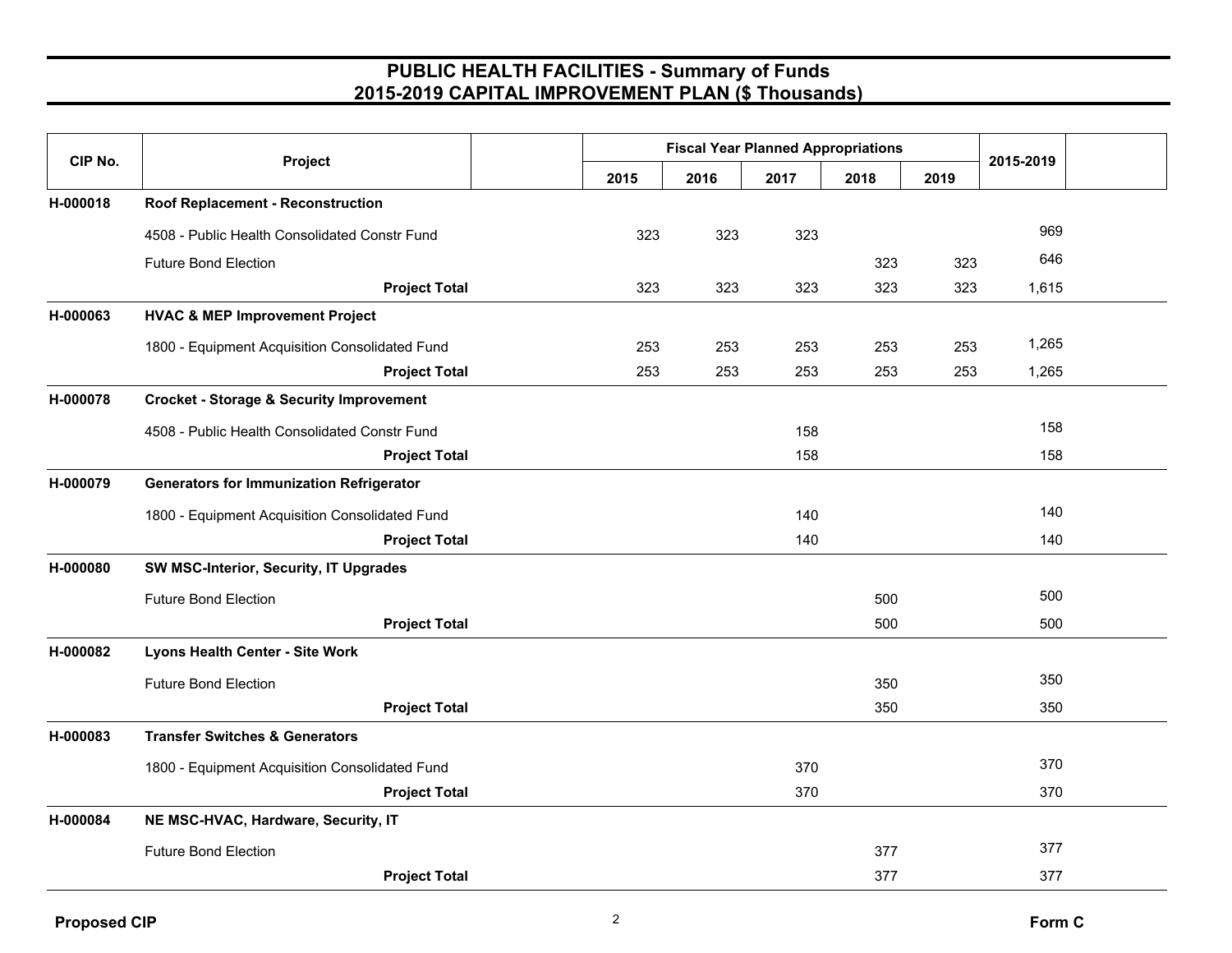# PUBLIC HEALTH FACILITIES - Summary of Funds
## 2015-2019 CAPITAL IMPROVEMENT PLAN ($ Thousands)

| CIP No. | Project | Fiscal Year Planned Appropriations | | | | | 2015-2019 |
|---|---|---|---|---|---|---|---|
| | | 2015 | 2016 | 2017 | 2018 | 2019 | |
| **H-000018** | **Roof Replacement - Reconstruction** | | | | | | |
| | 4508 - Public Health Consolidated Constr Fund | 323 | 323 | 323 | | | 969 |
| | Future Bond Election | | | | 323 | 323 | 646 |
| | **Project Total** | 323 | 323 | 323 | 323 | 323 | 1,615 |
| **H-000063** | **HVAC & MEP Improvement Project** | | | | | | |
| | 1800 - Equipment Acquisition Consolidated Fund | 253 | 253 | 253 | 253 | 253 | 1,265 |
| | **Project Total** | 253 | 253 | 253 | 253 | 253 | 1,265 |
| **H-000078** | **Crocket - Storage & Security Improvement** | | | | | | |
| | 4508 - Public Health Consolidated Constr Fund | | | 158 | | | 158 |
| | **Project Total** | | | 158 | | | 158 |
| **H-000079** | **Generators for Immunization Refrigerator** | | | | | | |
| | 1800 - Equipment Acquisition Consolidated Fund | | | 140 | | | 140 |
| | **Project Total** | | | 140 | | | 140 |
| **H-000080** | **SW MSC-Interior, Security, IT Upgrades** | | | | | | |
| | Future Bond Election | | | | 500 | | 500 |
| | **Project Total** | | | | 500 | | 500 |
| **H-000082** | **Lyons Health Center - Site Work** | | | | | | |
| | Future Bond Election | | | | 350 | | 350 |
| | **Project Total** | | | | 350 | | 350 |
| **H-000083** | **Transfer Switches & Generators** | | | | | | |
| | 1800 - Equipment Acquisition Consolidated Fund | | | 370 | | | 370 |
| | **Project Total** | | | 370 | | | 370 |
| **H-000084** | **NE MSC-HVAC, Hardware, Security, IT** | | | | | | |
| | Future Bond Election | | | | 377 | | 377 |
| | **Project Total** | | | | 377 | | 377 |

**Proposed CIP** **Form C**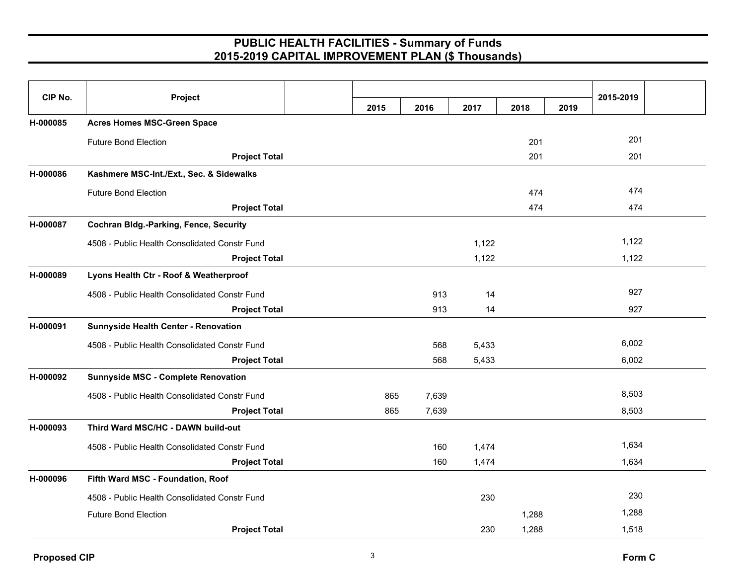# PUBLIC HEALTH FACILITIES - Summary of Funds
## 2015-2019 CAPITAL IMPROVEMENT PLAN ($ Thousands)

| CIP No. | Project | 2015 | 2016 | 2017 | 2018 | 2019 | 2015-2019 |
|---|---|---|---|---|---|---|---|
| H-000085 | **Acres Homes MSC-Green Space** | | | | | | |
| | Future Bond Election | | | | 201 | | 201 |
| | **Project Total** | | | | 201 | | 201 |
| H-000086 | **Kashmere MSC-Int./Ext., Sec. & Sidewalks** | | | | | | |
| | Future Bond Election | | | | 474 | | 474 |
| | **Project Total** | | | | 474 | | 474 |
| H-000087 | **Cochran Bldg.-Parking, Fence, Security** | | | | | | |
| | 4508 - Public Health Consolidated Constr Fund | | | 1,122 | | | 1,122 |
| | **Project Total** | | | 1,122 | | | 1,122 |
| H-000089 | **Lyons Health Ctr - Roof & Weatherproof** | | | | | | |
| | 4508 - Public Health Consolidated Constr Fund | | 913 | 14 | | | 927 |
| | **Project Total** | | 913 | 14 | | | 927 |
| H-000091 | **Sunnyside Health Center - Renovation** | | | | | | |
| | 4508 - Public Health Consolidated Constr Fund | | 568 | 5,433 | | | 6,002 |
| | **Project Total** | | 568 | 5,433 | | | 6,002 |
| H-000092 | **Sunnyside MSC - Complete Renovation** | | | | | | |
| | 4508 - Public Health Consolidated Constr Fund | 865 | 7,639 | | | | 8,503 |
| | **Project Total** | 865 | 7,639 | | | | 8,503 |
| H-000093 | **Third Ward MSC/HC - DAWN build-out** | | | | | | |
| | 4508 - Public Health Consolidated Constr Fund | | 160 | 1,474 | | | 1,634 |
| | **Project Total** | | 160 | 1,474 | | | 1,634 |
| H-000096 | **Fifth Ward MSC - Foundation, Roof** | | | | | | |
| | 4508 - Public Health Consolidated Constr Fund | | | 230 | | | 230 |
| | Future Bond Election | | | | 1,288 | | 1,288 |
| | **Project Total** | | | 230 | 1,288 | | 1,518 |

**Proposed CIP** **Form C**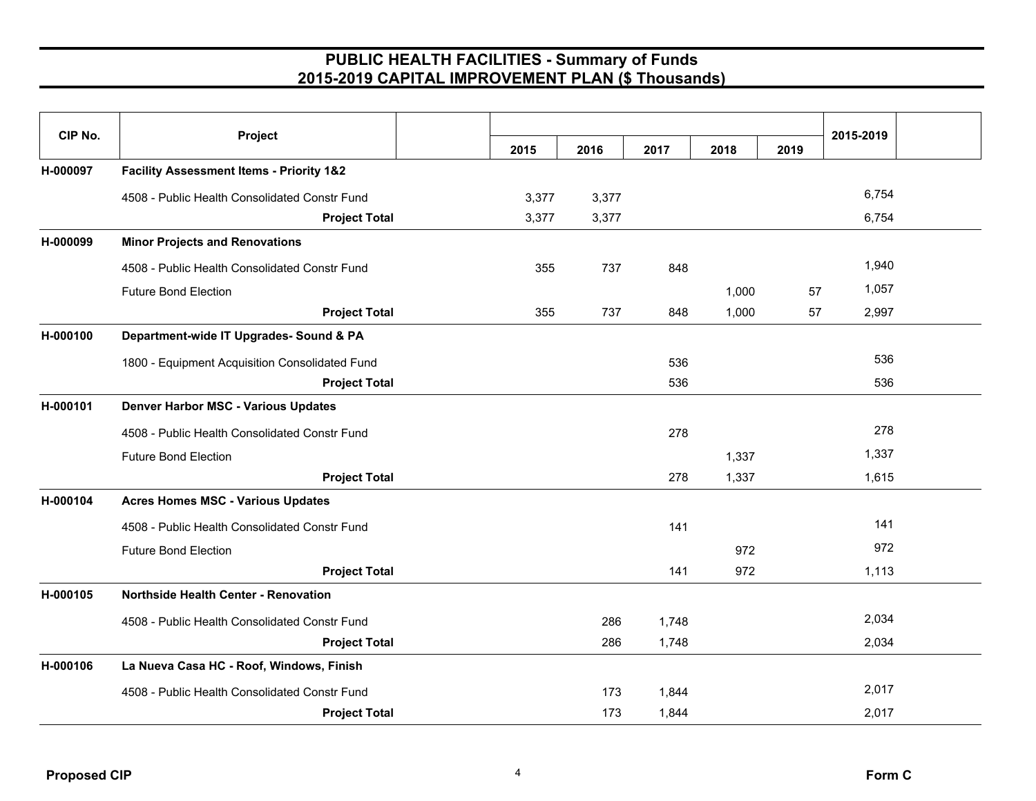# PUBLIC HEALTH FACILITIES - Summary of Funds
## 2015-2019 CAPITAL IMPROVEMENT PLAN ($ Thousands)

| CIP No. | Project | 2015 | 2016 | 2017 | 2018 | 2019 | 2015-2019 |
|---|---|---|---|---|---|---|---|
| H-000097 | **Facility Assessment Items - Priority 1&2** | | | | | | |
| | 4508 - Public Health Consolidated Constr Fund | 3,377 | 3,377 | | | | 6,754 |
| | **Project Total** | 3,377 | 3,377 | | | | 6,754 |
| H-000099 | **Minor Projects and Renovations** | | | | | | |
| | 4508 - Public Health Consolidated Constr Fund | 355 | 737 | 848 | | | 1,940 |
| | Future Bond Election | | | | 1,000 | 57 | 1,057 |
| | **Project Total** | 355 | 737 | 848 | 1,000 | 57 | 2,997 |
| H-000100 | **Department-wide IT Upgrades- Sound & PA** | | | | | | |
| | 1800 - Equipment Acquisition Consolidated Fund | | | 536 | | | 536 |
| | **Project Total** | | | 536 | | | 536 |
| H-000101 | **Denver Harbor MSC - Various Updates** | | | | | | |
| | 4508 - Public Health Consolidated Constr Fund | | | 278 | | | 278 |
| | Future Bond Election | | | | 1,337 | | 1,337 |
| | **Project Total** | | | 278 | 1,337 | | 1,615 |
| H-000104 | **Acres Homes MSC - Various Updates** | | | | | | |
| | 4508 - Public Health Consolidated Constr Fund | | | 141 | | | 141 |
| | Future Bond Election | | | | 972 | | 972 |
| | **Project Total** | | | 141 | 972 | | 1,113 |
| H-000105 | **Northside Health Center - Renovation** | | | | | | |
| | 4508 - Public Health Consolidated Constr Fund | | 286 | 1,748 | | | 2,034 |
| | **Project Total** | | 286 | 1,748 | | | 2,034 |
| H-000106 | **La Nueva Casa HC - Roof, Windows, Finish** | | | | | | |
| | 4508 - Public Health Consolidated Constr Fund | | 173 | 1,844 | | | 2,017 |
| | **Project Total** | | 173 | 1,844 | | | 2,017 |

**Proposed CIP** | **Form C**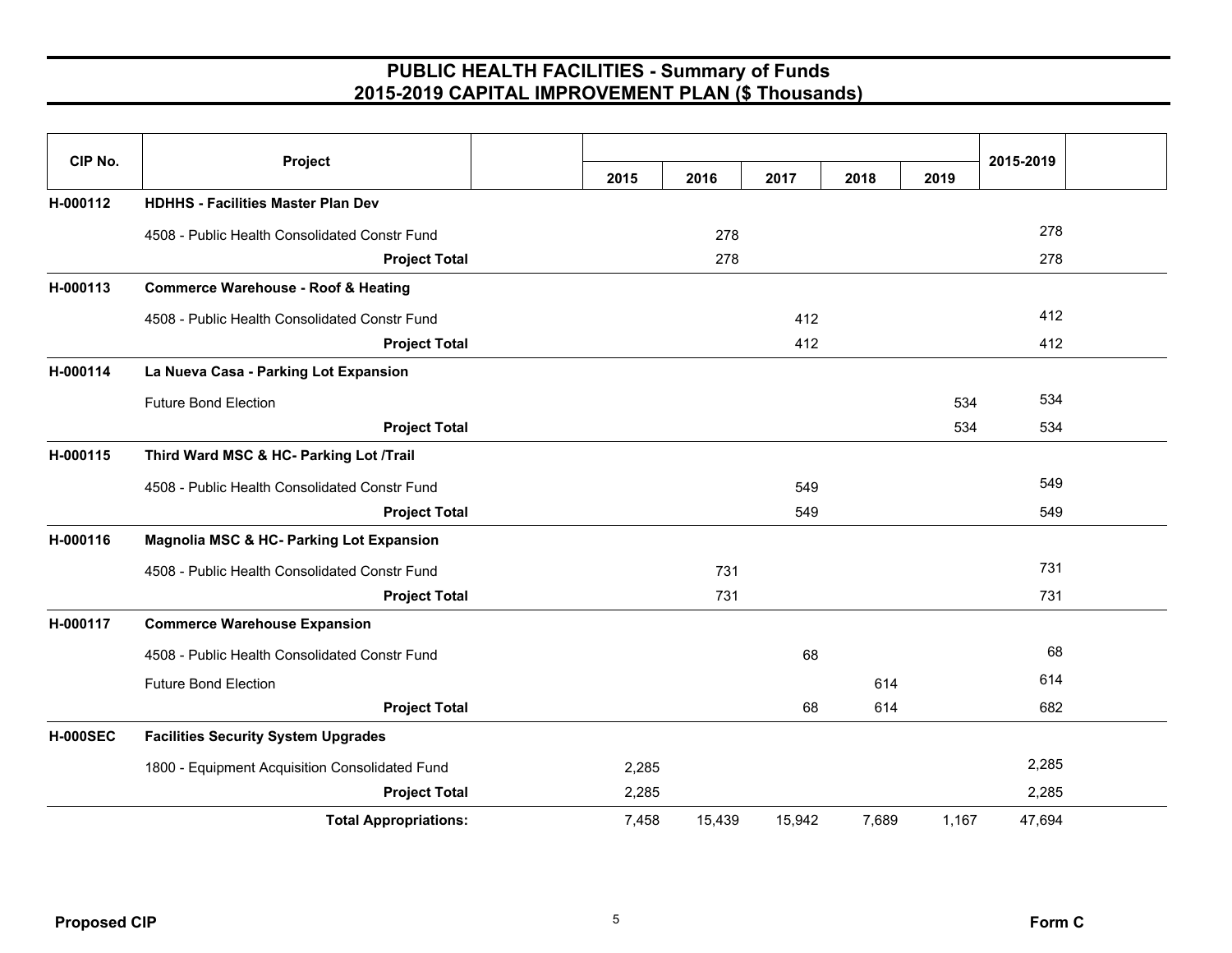# PUBLIC HEALTH FACILITIES - Summary of Funds
## 2015-2019 CAPITAL IMPROVEMENT PLAN ($ Thousands)

| CIP No. | Project | 2015 | 2016 | 2017 | 2018 | 2019 | 2015-2019 |
|---|---|---|---|---|---|---|---|
| H-000112 | **HDHHS - Facilities Master Plan Dev** | | | | | | |
| | 4508 - Public Health Consolidated Constr Fund | | 278 | | | | 278 |
| | **Project Total** | | 278 | | | | 278 |
| H-000113 | **Commerce Warehouse - Roof & Heating** | | | | | | |
| | 4508 - Public Health Consolidated Constr Fund | | | 412 | | | 412 |
| | **Project Total** | | | 412 | | | 412 |
| H-000114 | **La Nueva Casa - Parking Lot Expansion** | | | | | | |
| | Future Bond Election | | | | | 534 | 534 |
| | **Project Total** | | | | | 534 | 534 |
| H-000115 | **Third Ward MSC & HC- Parking Lot /Trail** | | | | | | |
| | 4508 - Public Health Consolidated Constr Fund | | | 549 | | | 549 |
| | **Project Total** | | | 549 | | | 549 |
| H-000116 | **Magnolia MSC & HC- Parking Lot Expansion** | | | | | | |
| | 4508 - Public Health Consolidated Constr Fund | | 731 | | | | 731 |
| | **Project Total** | | 731 | | | | 731 |
| H-000117 | **Commerce Warehouse Expansion** | | | | | | |
| | 4508 - Public Health Consolidated Constr Fund | | | 68 | | | 68 |
| | Future Bond Election | | | | 614 | | 614 |
| | **Project Total** | | | 68 | 614 | | 682 |
| H-000SEC | **Facilities Security System Upgrades** | | | | | | |
| | 1800 - Equipment Acquisition Consolidated Fund | 2,285 | | | | | 2,285 |
| | **Project Total** | 2,285 | | | | | 2,285 |
| | **Total Appropriations:** | 7,458 | 15,439 | 15,942 | 7,689 | 1,167 | 47,694 |

**Proposed CIP** **Form C**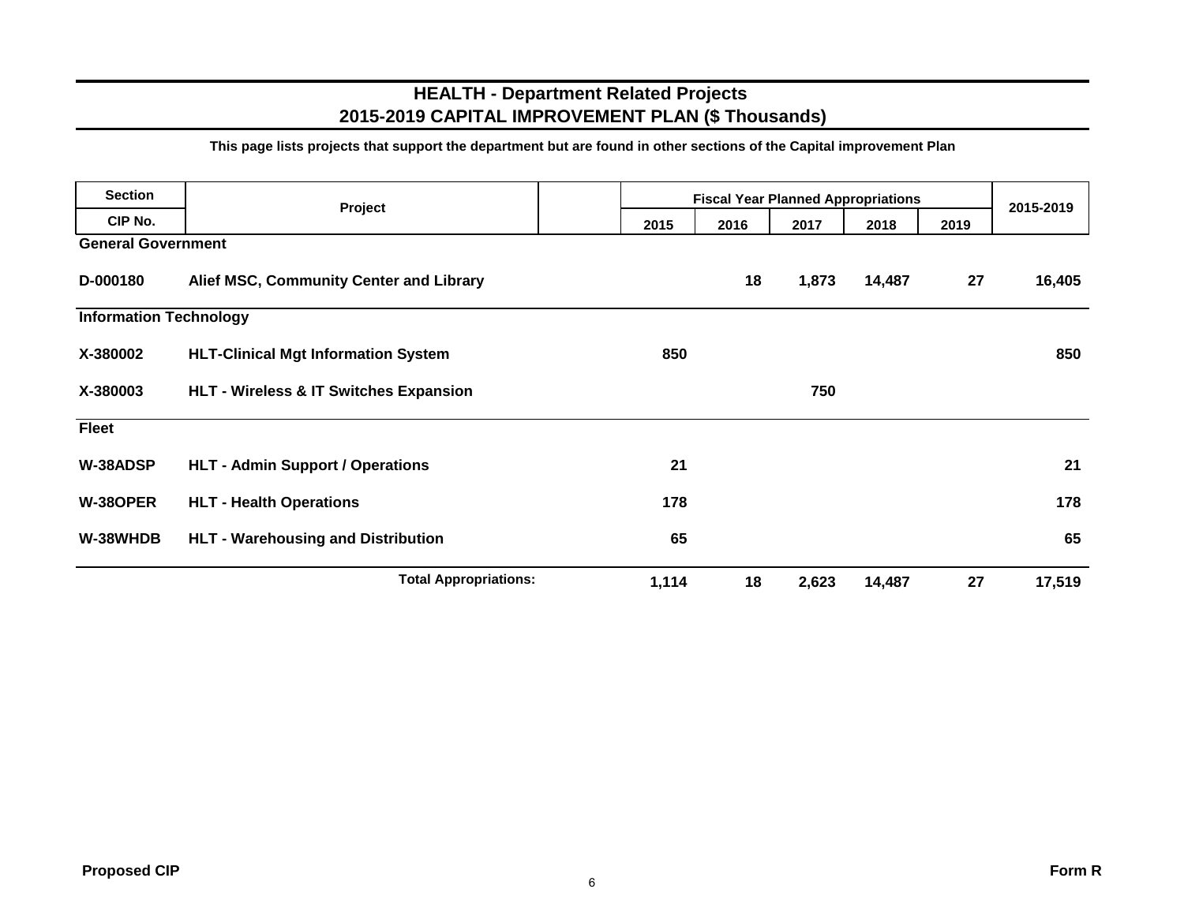# HEALTH - Department Related Projects
## 2015-2019 CAPITAL IMPROVEMENT PLAN ($ Thousands)

**This page lists projects that support the department but are found in other sections of the Capital improvement Plan**

| Section / CIP No. | Project | 2015 | 2016 | 2017 | 2018 | 2019 | 2015-2019 |
|---|---|---|---|---|---|---|---|
| | | Fiscal Year Planned Appropriations | | | | | |
| **General Government** | | | | | | | |
| D-000180 | Alief MSC, Community Center and Library | | 18 | 1,873 | 14,487 | 27 | 16,405 |
| **Information Technology** | | | | | | | |
| X-380002 | HLT-Clinical Mgt Information System | 850 | | | | | 850 |
| X-380003 | HLT - Wireless & IT Switches Expansion | | | 750 | | | |
| **Fleet** | | | | | | | |
| W-38ADSP | HLT - Admin Support / Operations | 21 | | | | | 21 |
| W-38OPER | HLT - Health Operations | 178 | | | | | 178 |
| W-38WHDB | HLT - Warehousing and Distribution | 65 | | | | | 65 |
| | **Total Appropriations:** | **1,114** | **18** | **2,623** | **14,487** | **27** | **17,519** |

**Proposed CIP** **Form R**